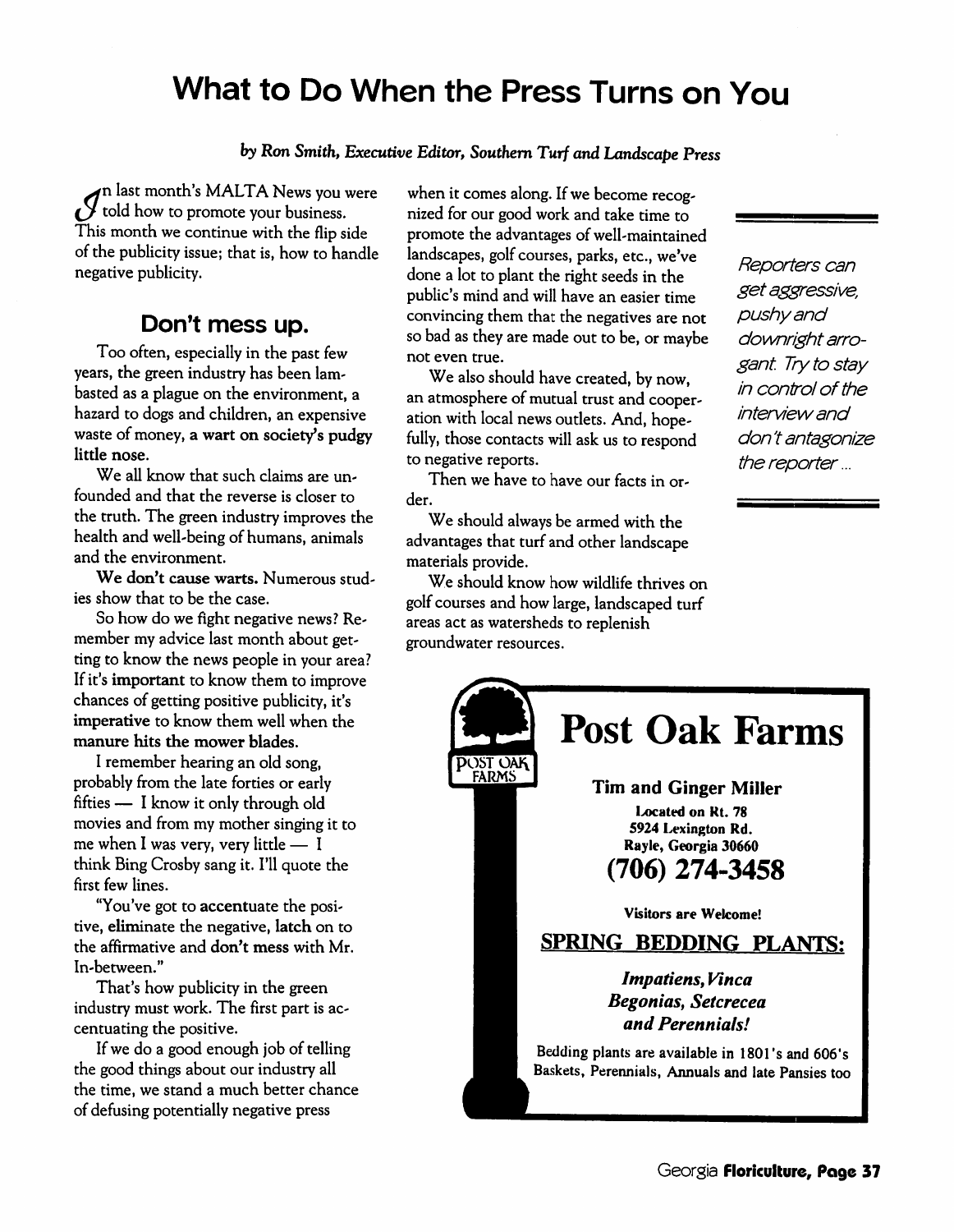# What to Do When the Press Turns on You

*by Ron Smith, Executive Editor, Southern Turf and Landscape Press*

In last month's MALTA News you were told how to promote your business. This month we continue with the flip side of the publicity issue; that is, how to handle negative publicity.

## Don't mess up.

Too often, especially in the past few years, the green industry has been lambasted as a plague on the environment, a hazard to dogs and children, an expensive waste of money, **a wart on society's pudgy little nose.**

We all know that such claims are unfounded and that the reverse is closer to the truth. The green industry improves the health and well-being of humans, animals and the environment.

**We don't cause warts.** Numerous studies show that to be the case.

So how do we fight negative news? Remember my advice last month about getting to know the news people in your area? If it's **important** to know them to improve chances of getting positive publicity, it's **imperative** to know them well when the **manure hits the mower blades.**

I remember hearing an old song, probably from the late forties or early fifties — I know it only through old movies and from my mother singing it to me when I was very, very little — I think Bing Crosby sang it. I'll quote the first few lines.

"You've got to **accentuate** the positive, **eliminate** the negative, **latch** on to the affirmative and **don't mess** with Mr. In-between."

That's how publicity in the green industry must work. The first part is accentuating the positive.

If we do a good enough job of telling the good things about our industry all the time, we stand a much better chance of defusing potentially negative press when it comes along. If we become recognized for our good work and take time to promote the advantages of well-maintained landscapes, golf courses, parks, etc., we've done a lot to plant the right seeds in the public's mind and will have an easier time convincing them that the negatives are not so bad as they are made out to be, or maybe not even true.

We also should have created, by now, an atmosphere of mutual trust and cooperation with local news outlets. And, hopefully, those contacts will ask us to respond to negative reports.

Then we have to have our facts in order.

We should always be armed with the advantages that turf and other landscape materials provide.

We should know how wildlife thrives on golf courses and how large, landscaped turf areas act as watersheds to replenish groundwater resources.

*Reporters can get aggressive, pushy and downright arrogant. Try to stay in control of the interview and don't antagonize the reporter ...*

---

POST OAK FARMS

# Post Oak Farms

**Tim and Ginger Miller**

**Located on Rt. 78**
**5924 Lexington Rd.**
**Rayle, Georgia 30660**

**(706) 274-3458**

**Visitors are Welcome!**

**SPRING BEDDING PLANTS:**

***Impatiens, Vinca***
***Begonias, Setcrecea***
***and Perennials!***

Bedding plants are available in 1801's and 606's
Baskets, Perennials, Annuals and late Pansies too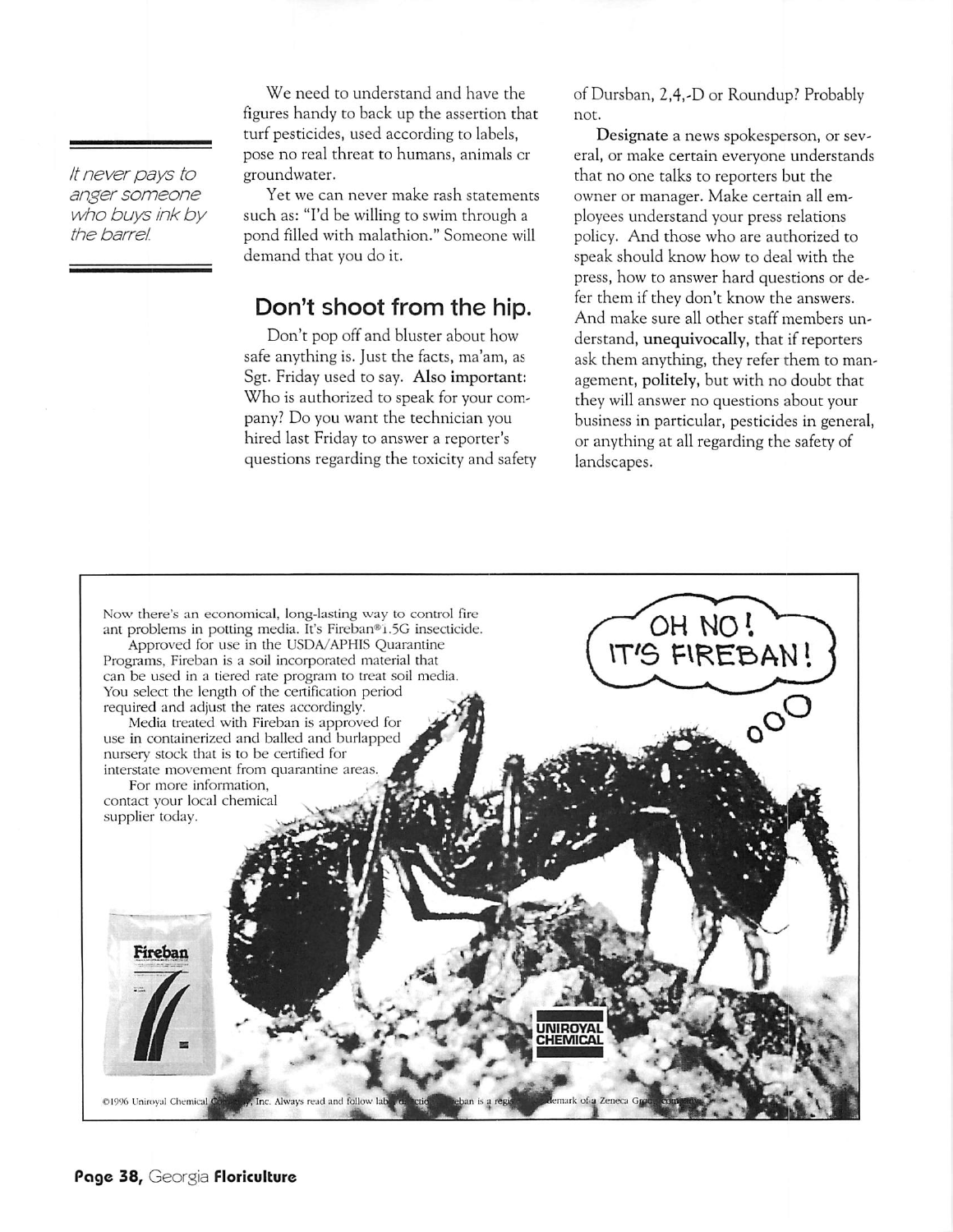*It never pays to anger someone who buys ink by the barrel.*

We need to understand and have the figures handy to back up the assertion that turf pesticides, used according to labels, pose no real threat to humans, animals or groundwater.

Yet we can never make rash statements such as: "I'd be willing to swim through a pond filled with malathion." Someone will demand that you do it.

## Don't shoot from the hip.

Don't pop off and bluster about how safe anything is. Just the facts, ma'am, as Sgt. Friday used to say. **Also important:** Who is authorized to speak for your company? Do you want the technician you hired last Friday to answer a reporter's questions regarding the toxicity and safety of Dursban, 2,4,-D or Roundup? Probably not.

**Designate** a news spokesperson, or several, or make certain everyone understands that no one talks to reporters but the owner or manager. Make certain all employees understand your press relations policy. And those who are authorized to speak should know how to deal with the press, how to answer hard questions or defer them if they don't know the answers. And make sure all other staff members understand, **unequivocally**, that if reporters ask them anything, they refer them to management, **politely**, but with no doubt that they will answer no questions about your business in particular, pesticides in general, or anything at all regarding the safety of landscapes.

---

OH NO! IT'S FIREBAN!

Now there's an economical, long-lasting way to control fire ant problems in potting media. It's Fireban®1.5G insecticide.

Approved for use in the USDA/APHIS Quarantine Programs, Fireban is a soil incorporated material that can be used in a tiered rate program to treat soil media. You select the length of the certification period required and adjust the rates accordingly.

Media treated with Fireban is approved for use in containerized and balled and burlapped nursery stock that is to be certified for interstate movement from quarantine areas.

For more information, contact your local chemical supplier today.

UNIROYAL CHEMICAL

©1996 Uniroyal Chemical Company, Inc. Always read and follow label directions. Fireban is a registered trademark of a Zeneca Group company.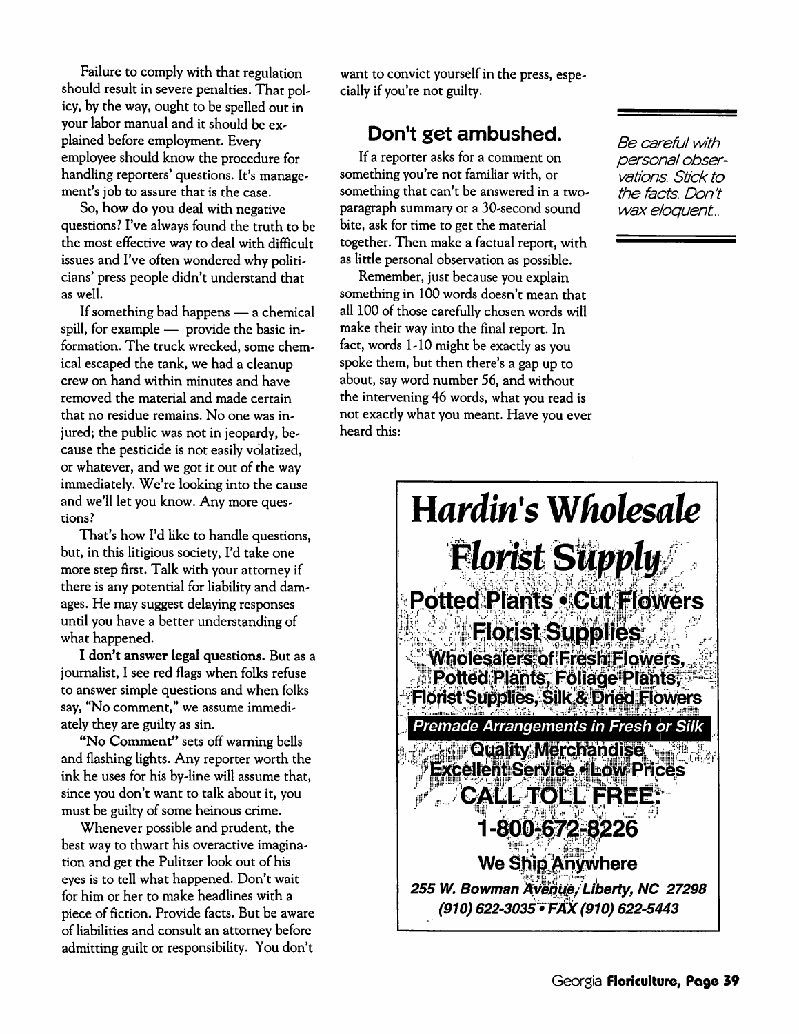Failure to comply with that regulation should result in severe penalties. That policy, by the way, ought to be spelled out in your labor manual and it should be explained before employment. Every employee should know the procedure for handling reporters' questions. It's management's job to assure that is the case.

So, **how do you deal** with negative questions? I've always found the truth to be the most effective way to deal with difficult issues and I've often wondered why politicians' press people didn't understand that as well.

If something bad happens — a chemical spill, for example — provide the basic information. The truck wrecked, some chemical escaped the tank, we had a cleanup crew on hand within minutes and have removed the material and made certain that no residue remains. No one was injured; the public was not in jeopardy, because the pesticide is not easily volatized, or whatever, and we got it out of the way immediately. We're looking into the cause and we'll let you know. Any more questions?

That's how I'd like to handle questions, but, in this litigious society, I'd take one more step first. Talk with your attorney if there is any potential for liability and damages. He may suggest delaying responses until you have a better understanding of what happened.

**I don't answer legal questions.** But as a journalist, I see red flags when folks refuse to answer simple questions and when folks say, "No comment," we assume immediately they are guilty as sin.

**"No Comment"** sets off warning bells and flashing lights. Any reporter worth the ink he uses for his by-line will assume that, since you don't want to talk about it, you must be guilty of some heinous crime.

Whenever possible and prudent, the best way to thwart his overactive imagination and get the Pulitzer look out of his eyes is to tell what happened. Don't wait for him or her to make headlines with a piece of fiction. Provide facts. But be aware of liabilities and consult an attorney before admitting guilt or responsibility. You don't want to convict yourself in the press, especially if you're not guilty.

## Don't get ambushed.

*Be careful with personal observations. Stick to the facts. Don't wax eloquent...*

If a reporter asks for a comment on something you're not familiar with, or something that can't be answered in a two-paragraph summary or a 30-second sound bite, ask for time to get the material together. Then make a factual report, with as little personal observation as possible.

Remember, just because you explain something in 100 words doesn't mean that all 100 of those carefully chosen words will make their way into the final report. In fact, words 1-10 might be exactly as you spoke them, but then there's a gap up to about, say word number 56, and without the intervening 46 words, what you read is not exactly what you meant. Have you ever heard this:

**Hardin's Wholesale Florist Supply**

**Potted Plants • Cut Flowers**

**Florist Supplies**

**Wholesalers of Fresh Flowers, Potted Plants, Foliage Plants, Florist Supplies, Silk & Dried Flowers**

*Premade Arrangements in Fresh or Silk*

**Quality Merchandise**

**Excellent Service • Low Prices**

**CALL TOLL FREE:**

**1-800-672-8226**

**We Ship Anywhere**

*255 W. Bowman Avenue, Liberty, NC 27298*

*(910) 622-3035 • FAX (910) 622-5443*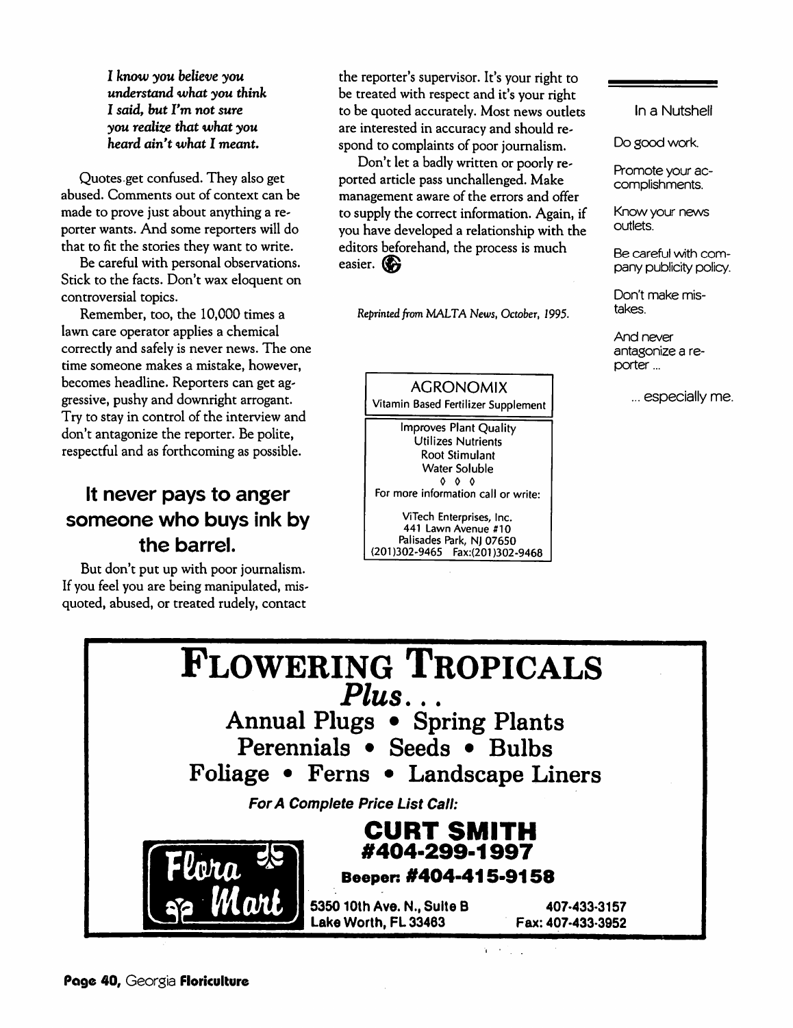*I know you believe you understand what you think I said, but I'm not sure you realize that what you heard ain't what I meant.*

Quotes get confused. They also get abused. Comments out of context can be made to prove just about anything a reporter wants. And some reporters will do that to fit the stories they want to write.

Be careful with personal observations. Stick to the facts. Don't wax eloquent on controversial topics.

Remember, too, the 10,000 times a lawn care operator applies a chemical correctly and safely is never news. The one time someone makes a mistake, however, becomes headline. Reporters can get aggressive, pushy and downright arrogant. Try to stay in control of the interview and don't antagonize the reporter. Be polite, respectful and as forthcoming as possible.

## It never pays to anger someone who buys ink by the barrel.

But don't put up with poor journalism. If you feel you are being manipulated, misquoted, abused, or treated rudely, contact the reporter's supervisor. It's your right to be treated with respect and it's your right to be quoted accurately. Most news outlets are interested in accuracy and should respond to complaints of poor journalism.

Don't let a badly written or poorly reported article pass unchallenged. Make management aware of the errors and offer to supply the correct information. Again, if you have developed a relationship with the editors beforehand, the process is much easier.

*Reprinted from MALTA News, October, 1995.*

In a Nutshell

Do good work.

Promote your accomplishments.

Know your news outlets.

Be careful with company publicity policy.

Don't make mistakes.

And never antagonize a reporter ...

... especially me.

AGRONOMIX
Vitamin Based Fertilizer Supplement

Improves Plant Quality
Utilizes Nutrients
Root Stimulant
Water Soluble

◊ ◊ ◊

For more information call or write:

ViTech Enterprises, Inc.
441 Lawn Avenue #10
Palisades Park, NJ 07650
(201)302-9465 Fax:(201)302-9468

# FLOWERING TROPICALS

***Plus...***

**Annual Plugs • Spring Plants**
**Perennials • Seeds • Bulbs**
**Foliage • Ferns • Landscape Liners**

***For A Complete Price List Call:***

**CURT SMITH**
**#404-299-1997**

**Beeper: #404-415-9158**

Flora Mart

5350 10th Ave. N., Suite B
Lake Worth, FL 33463

407-433-3157
Fax: 407-433-3952